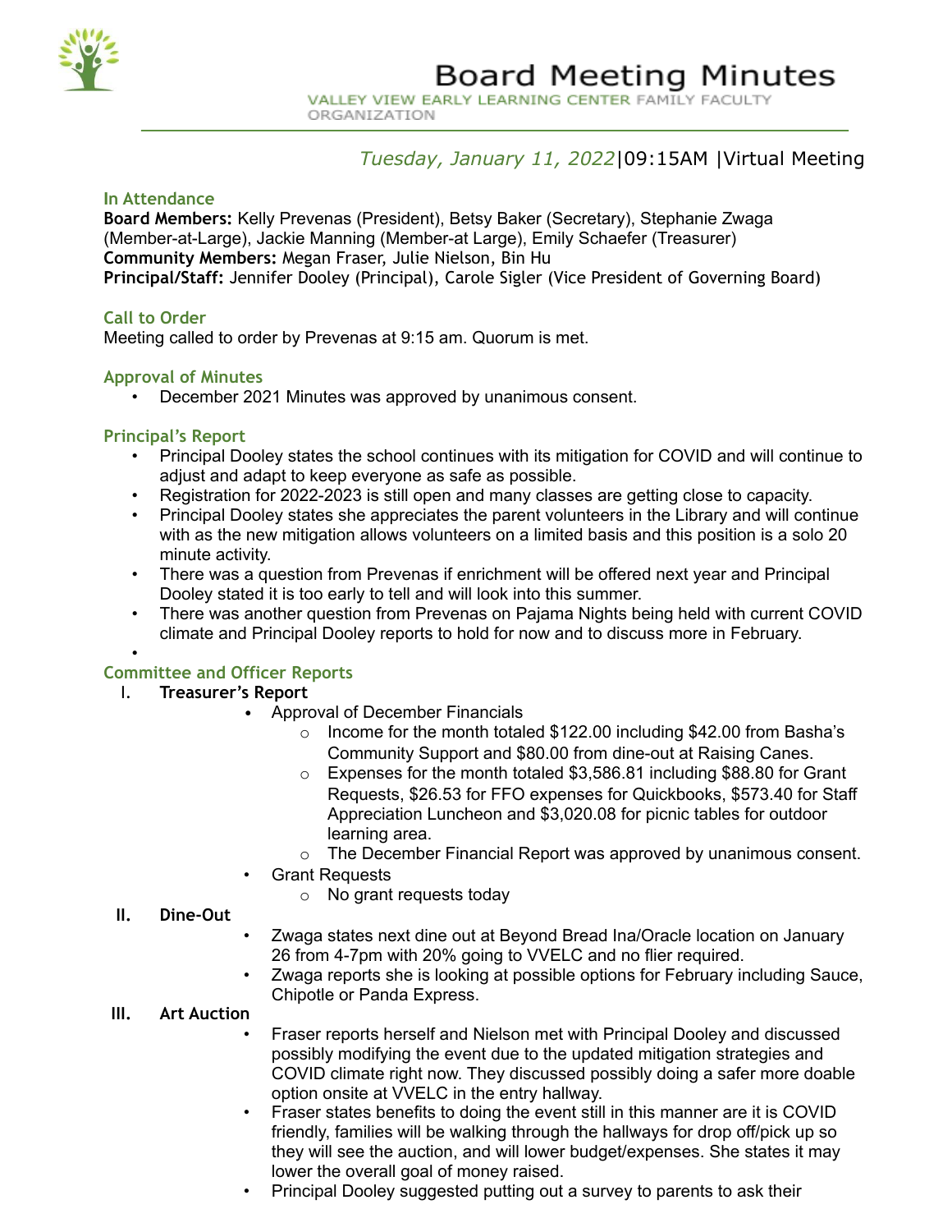# Board Meeting Minutes

VALLEY VIEW EARLY LEARNING CENTER FAMILY FACULTY ORGANIZATION

*Tuesday, January 11, 2022*|09:15AM |Virtual Meeting

## In Attendance

**Board Members:** Kelly Prevenas (President), Betsy Baker (Secretary), Stephanie Zwaga (Member-at-Large), Jackie Manning (Member-at Large), Emily Schaefer (Treasurer)
**Community Members:** Megan Fraser, Julie Nielson, Bin Hu
**Principal/Staff:** Jennifer Dooley (Principal), Carole Sigler (Vice President of Governing Board)

## Call to Order

Meeting called to order by Prevenas at 9:15 am. Quorum is met.

## Approval of Minutes

- December 2021 Minutes was approved by unanimous consent.

## Principal's Report

- Principal Dooley states the school continues with its mitigation for COVID and will continue to adjust and adapt to keep everyone as safe as possible.
- Registration for 2022-2023 is still open and many classes are getting close to capacity.
- Principal Dooley states she appreciates the parent volunteers in the Library and will continue with as the new mitigation allows volunteers on a limited basis and this position is a solo 20 minute activity.
- There was a question from Prevenas if enrichment will be offered next year and Principal Dooley stated it is too early to tell and will look into this summer.
- There was another question from Prevenas on Pajama Nights being held with current COVID climate and Principal Dooley reports to hold for now and to discuss more in February.

## Committee and Officer Reports

I. **Treasurer's Report**
   - Approval of December Financials
     - Income for the month totaled $122.00 including $42.00 from Basha's Community Support and $80.00 from dine-out at Raising Canes.
     - Expenses for the month totaled $3,586.81 including $88.80 for Grant Requests, $26.53 for FFO expenses for Quickbooks, $573.40 for Staff Appreciation Luncheon and $3,020.08 for picnic tables for outdoor learning area.
     - The December Financial Report was approved by unanimous consent.
   - Grant Requests
     - No grant requests today

II. **Dine-Out**
   - Zwaga states next dine out at Beyond Bread Ina/Oracle location on January 26 from 4-7pm with 20% going to VVELC and no flier required.
   - Zwaga reports she is looking at possible options for February including Sauce, Chipotle or Panda Express.

III. **Art Auction**
   - Fraser reports herself and Nielson met with Principal Dooley and discussed possibly modifying the event due to the updated mitigation strategies and COVID climate right now. They discussed possibly doing a safer more doable option onsite at VVELC in the entry hallway.
   - Fraser states benefits to doing the event still in this manner are it is COVID friendly, families will be walking through the hallways for drop off/pick up so they will see the auction, and will lower budget/expenses. She states it may lower the overall goal of money raised.
   - Principal Dooley suggested putting out a survey to parents to ask their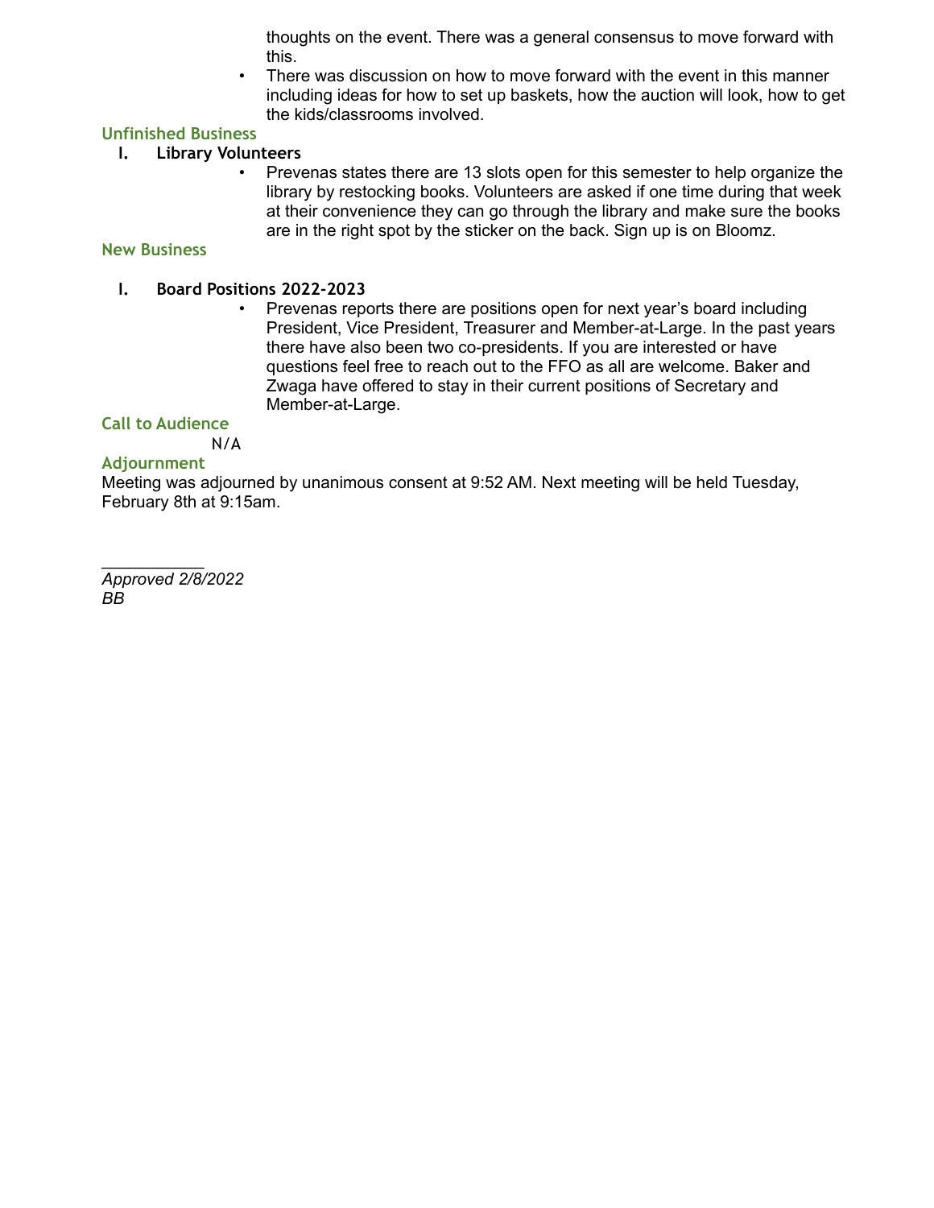thoughts on the event. There was a general consensus to move forward with this.

- There was discussion on how to move forward with the event in this manner including ideas for how to set up baskets, how the auction will look, how to get the kids/classrooms involved.

## Unfinished Business

**I. Library Volunteers**

- Prevenas states there are 13 slots open for this semester to help organize the library by restocking books. Volunteers are asked if one time during that week at their convenience they can go through the library and make sure the books are in the right spot by the sticker on the back. Sign up is on Bloomz.

## New Business

**I. Board Positions 2022-2023**

- Prevenas reports there are positions open for next year's board including President, Vice President, Treasurer and Member-at-Large. In the past years there have also been two co-presidents. If you are interested or have questions feel free to reach out to the FFO as all are welcome. Baker and Zwaga have offered to stay in their current positions of Secretary and Member-at-Large.

## Call to Audience

N/A

## Adjournment

Meeting was adjourned by unanimous consent at 9:52 AM. Next meeting will be held Tuesday, February 8th at 9:15am.

___________

*Approved 2/8/2022*
*BB*